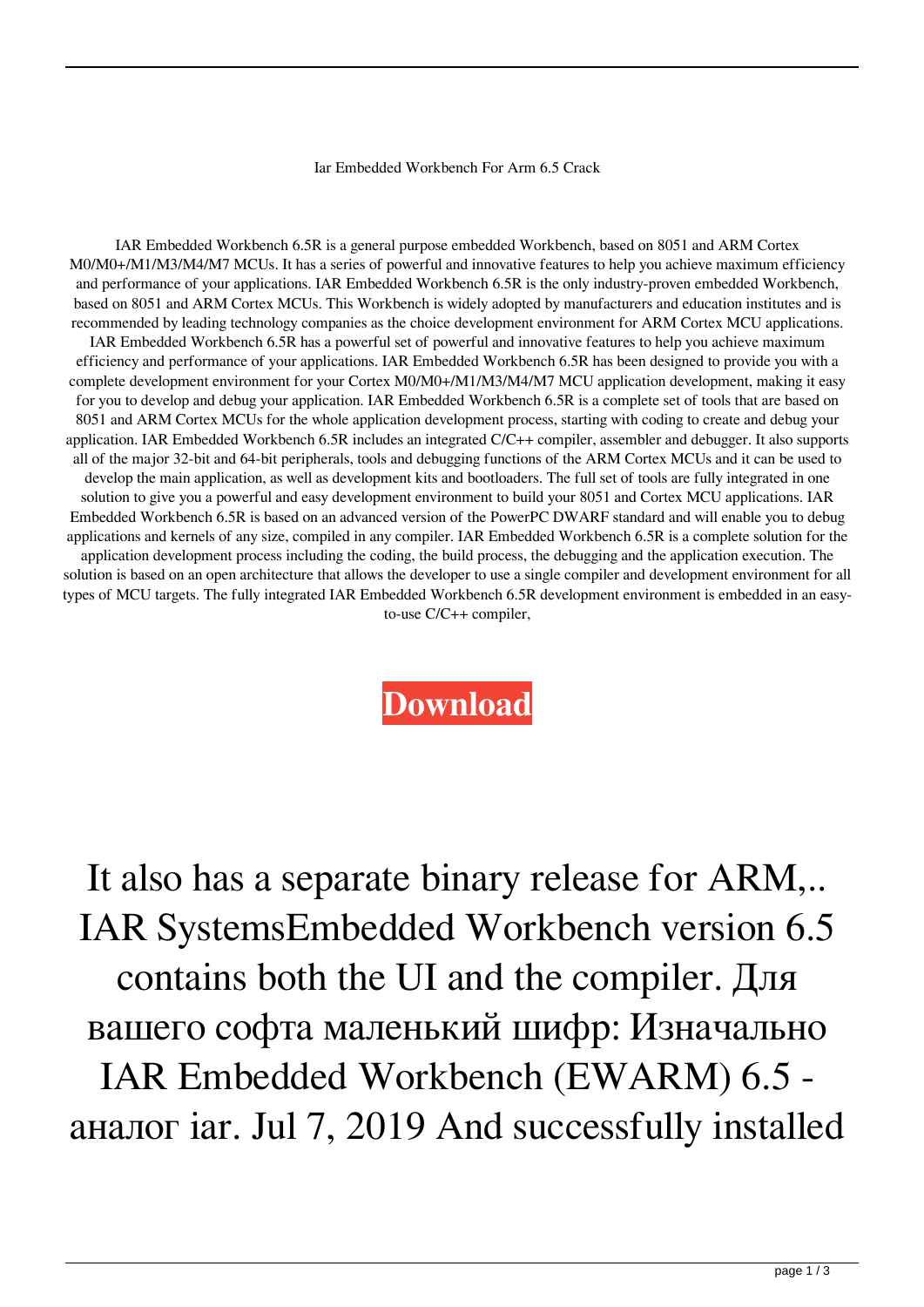Iar Embedded Workbench For Arm 6.5 Crack

IAR Embedded Workbench 6.5R is a general purpose embedded Workbench, based on 8051 and ARM Cortex M0/M0+/M1/M3/M4/M7 MCUs. It has a series of powerful and innovative features to help you achieve maximum efficiency and performance of your applications. IAR Embedded Workbench 6.5R is the only industry-proven embedded Workbench, based on 8051 and ARM Cortex MCUs. This Workbench is widely adopted by manufacturers and education institutes and is recommended by leading technology companies as the choice development environment for ARM Cortex MCU applications. IAR Embedded Workbench 6.5R has a powerful set of powerful and innovative features to help you achieve maximum efficiency and performance of your applications. IAR Embedded Workbench 6.5R has been designed to provide you with a complete development environment for your Cortex M0/M0+/M1/M3/M4/M7 MCU application development, making it easy for you to develop and debug your application. IAR Embedded Workbench 6.5R is a complete set of tools that are based on 8051 and ARM Cortex MCUs for the whole application development process, starting with coding to create and debug your application. IAR Embedded Workbench 6.5R includes an integrated C/C++ compiler, assembler and debugger. It also supports all of the major 32-bit and 64-bit peripherals, tools and debugging functions of the ARM Cortex MCUs and it can be used to develop the main application, as well as development kits and bootloaders. The full set of tools are fully integrated in one solution to give you a powerful and easy development environment to build your 8051 and Cortex MCU applications. IAR Embedded Workbench 6.5R is based on an advanced version of the PowerPC DWARF standard and will enable you to debug applications and kernels of any size, compiled in any compiler. IAR Embedded Workbench 6.5R is a complete solution for the application development process including the coding, the build process, the debugging and the application execution. The solution is based on an open architecture that allows the developer to use a single compiler and development environment for all types of MCU targets. The fully integrated IAR Embedded Workbench 6.5R development environment is embedded in an easy-to-use C/C++ compiler,

**Download**

It also has a separate binary release for ARM,.. IAR SystemsEmbedded Workbench version 6.5 contains both the UI and the compiler. Для вашего софта маленький шифр: Изначально IAR Embedded Workbench (EWARM) 6.5 - аналог iar. Jul 7, 2019 And successfully installed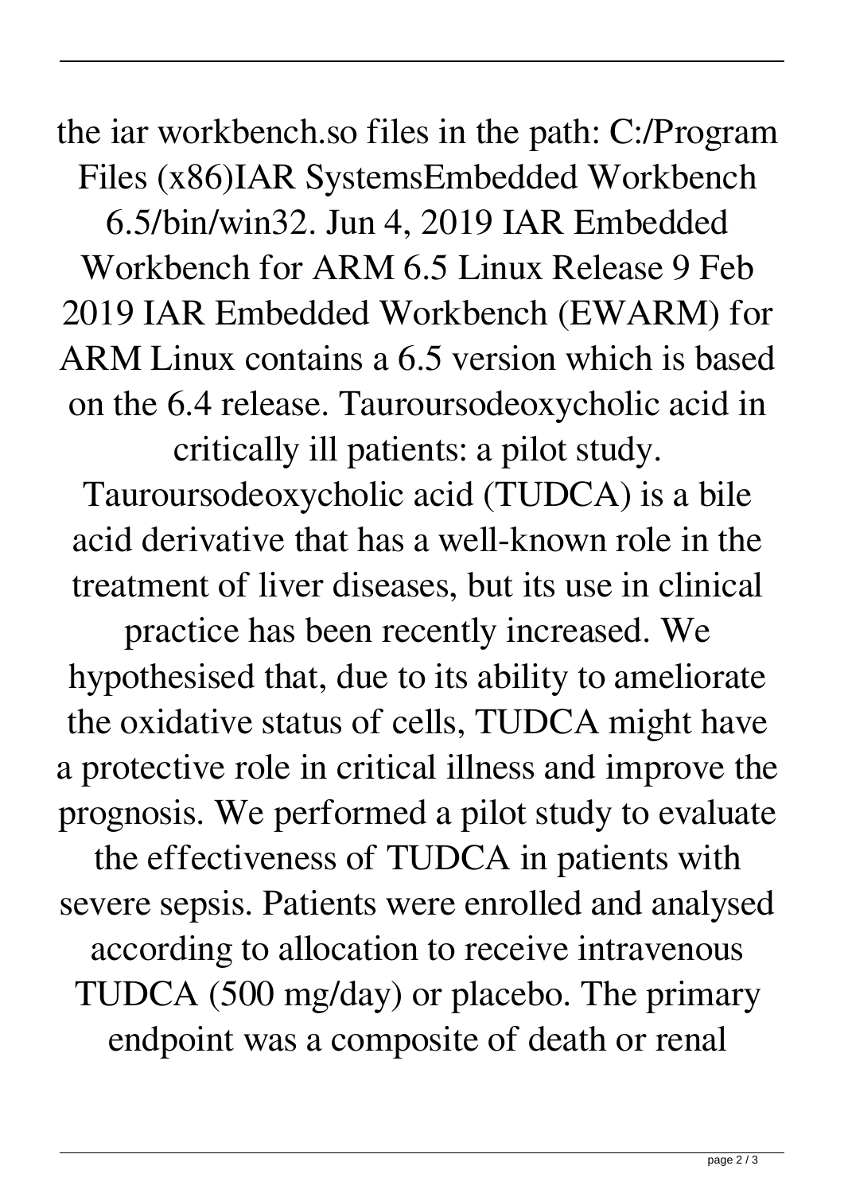the iar workbench.so files in the path: C:/Program Files (x86)IAR SystemsEmbedded Workbench 6.5/bin/win32. Jun 4, 2019 IAR Embedded Workbench for ARM 6.5 Linux Release 9 Feb 2019 IAR Embedded Workbench (EWARM) for ARM Linux contains a 6.5 version which is based on the 6.4 release. Tauroursodeoxycholic acid in critically ill patients: a pilot study. Tauroursodeoxycholic acid (TUDCA) is a bile acid derivative that has a well-known role in the treatment of liver diseases, but its use in clinical practice has been recently increased. We hypothesised that, due to its ability to ameliorate the oxidative status of cells, TUDCA might have a protective role in critical illness and improve the prognosis. We performed a pilot study to evaluate the effectiveness of TUDCA in patients with severe sepsis. Patients were enrolled and analysed according to allocation to receive intravenous TUDCA (500 mg/day) or placebo. The primary endpoint was a composite of death or renal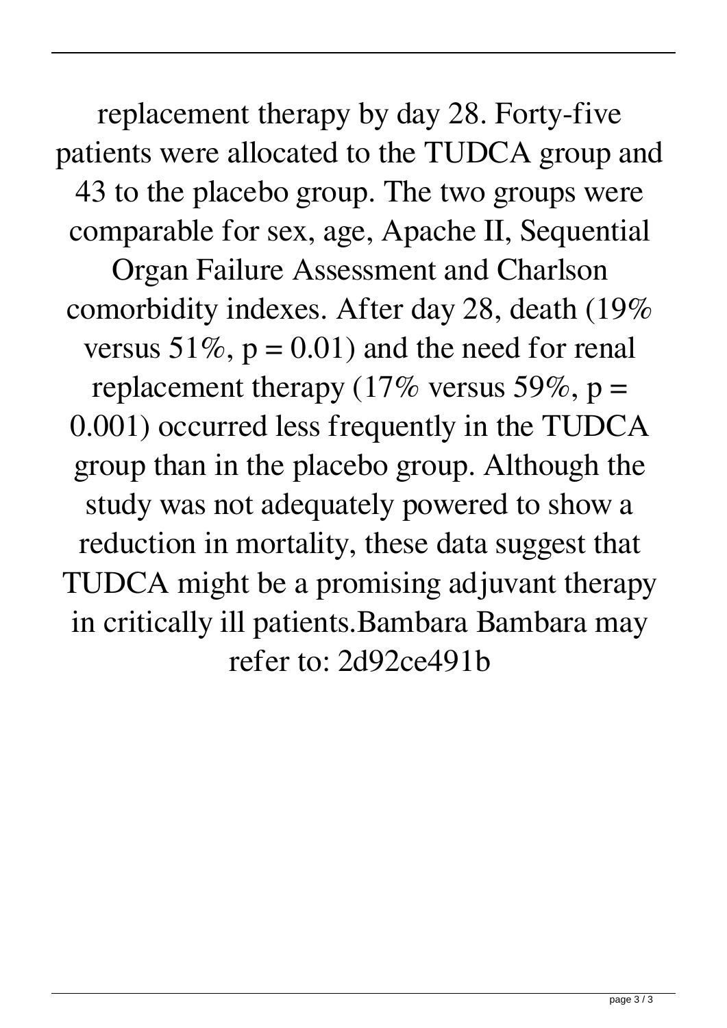replacement therapy by day 28. Forty-five patients were allocated to the TUDCA group and 43 to the placebo group. The two groups were comparable for sex, age, Apache II, Sequential Organ Failure Assessment and Charlson comorbidity indexes. After day 28, death (19% versus 51%, $p = 0.01$) and the need for renal replacement therapy (17% versus 59%, $p = 0.001$) occurred less frequently in the TUDCA group than in the placebo group. Although the study was not adequately powered to show a reduction in mortality, these data suggest that TUDCA might be a promising adjuvant therapy in critically ill patients.Bambara Bambara may refer to: 2d92ce491b